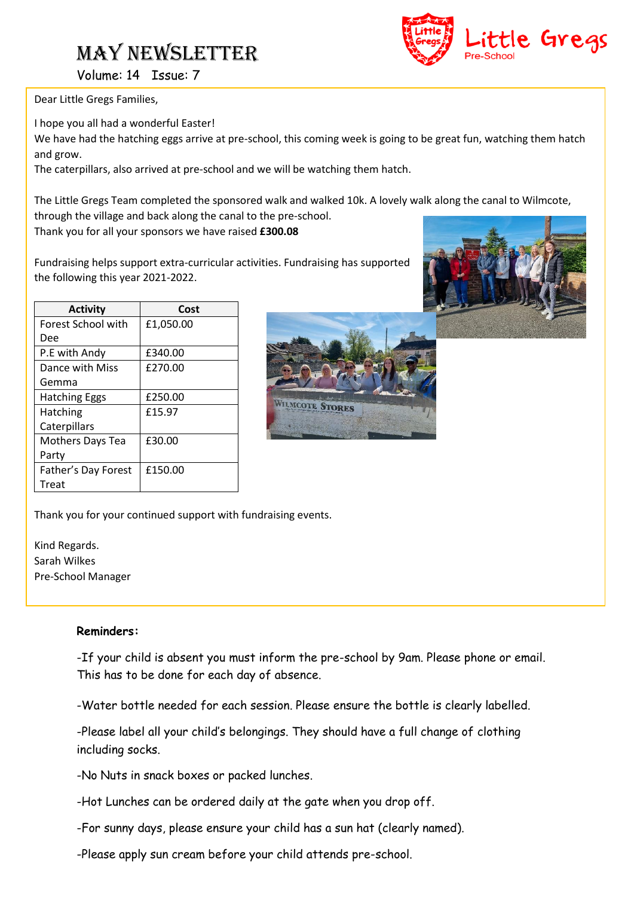# May Newsletter

Volume: 14 Issue: 7

Little Gregs Pre-School

Dear Little Gregs Families,

I hope you all had a wonderful Easter!

We have had the hatching eggs arrive at pre-school, this coming week is going to be great fun, watching them hatch and grow.

The caterpillars, also arrived at pre-school and we will be watching them hatch.

The Little Gregs Team completed the sponsored walk and walked 10k. A lovely walk along the canal to Wilmcote, through the village and back along the canal to the pre-school.

Thank you for all your sponsors we have raised **£300.08**

Fundraising helps support extra-curricular activities. Fundraising has supported the following this year 2021-2022.

| Activity | Cost |
|---|---|
| Forest School with Dee | £1,050.00 |
| P.E with Andy | £340.00 |
| Dance with Miss Gemma | £270.00 |
| Hatching Eggs | £250.00 |
| Hatching Caterpillars | £15.97 |
| Mothers Days Tea Party | £30.00 |
| Father's Day Forest Treat | £150.00 |

Thank you for your continued support with fundraising events.

Kind Regards.
Sarah Wilkes
Pre-School Manager

**Reminders:**

-If your child is absent you must inform the pre-school by 9am. Please phone or email. This has to be done for each day of absence.

-Water bottle needed for each session. Please ensure the bottle is clearly labelled.

-Please label all your child's belongings. They should have a full change of clothing including socks.

-No Nuts in snack boxes or packed lunches.

-Hot Lunches can be ordered daily at the gate when you drop off.

-For sunny days, please ensure your child has a sun hat (clearly named).

-Please apply sun cream before your child attends pre-school.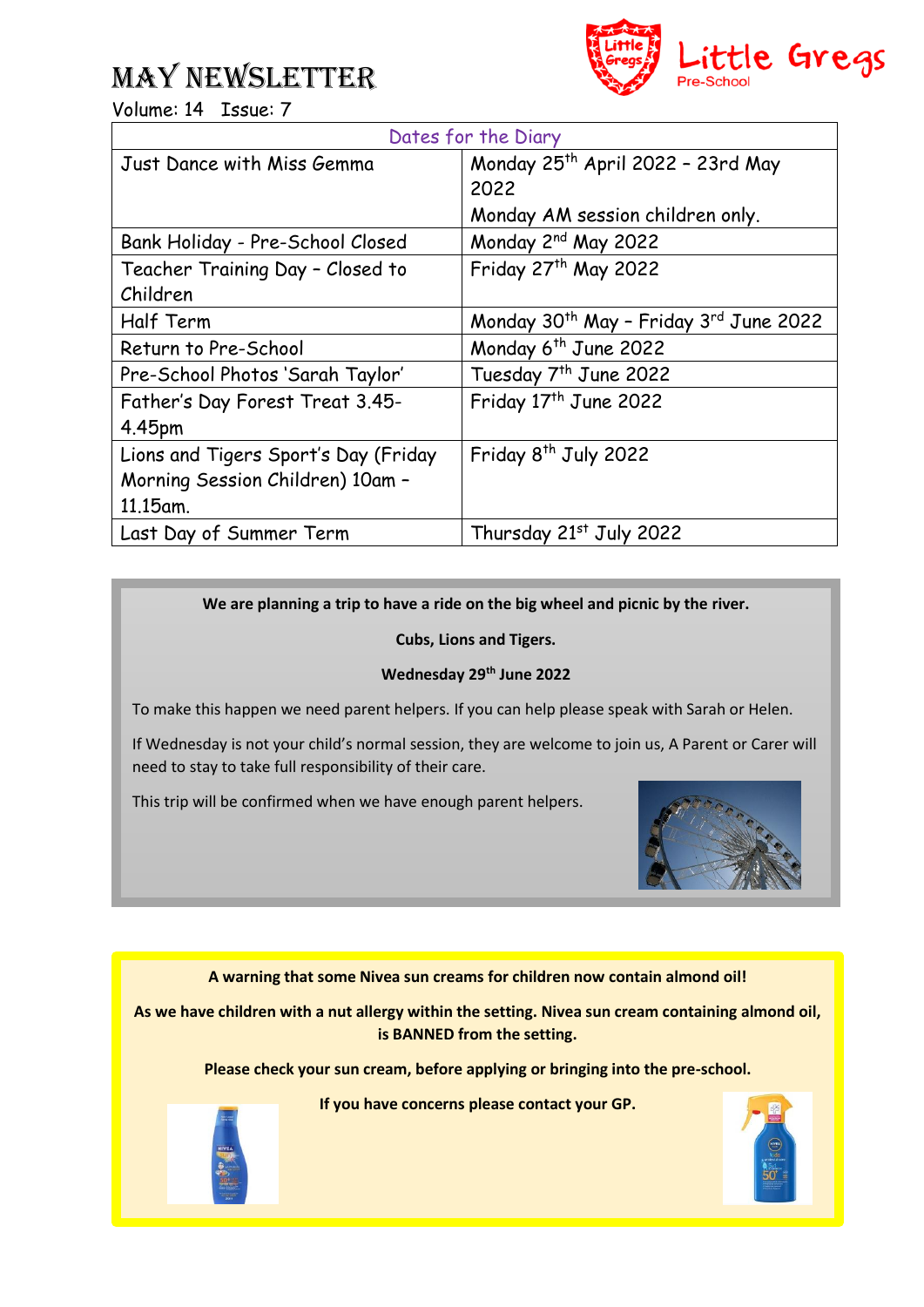# MAY NEWSLETTER

Little Gregs Pre-School

Volume: 14 Issue: 7

| Dates for the Diary | |
|---|---|
| Just Dance with Miss Gemma | Monday 25th April 2022 – 23rd May 2022<br>Monday AM session children only. |
| Bank Holiday - Pre-School Closed | Monday 2nd May 2022 |
| Teacher Training Day – Closed to Children | Friday 27th May 2022 |
| Half Term | Monday 30th May – Friday 3rd June 2022 |
| Return to Pre-School | Monday 6th June 2022 |
| Pre-School Photos 'Sarah Taylor' | Tuesday 7th June 2022 |
| Father's Day Forest Treat 3.45-4.45pm | Friday 17th June 2022 |
| Lions and Tigers Sport's Day (Friday Morning Session Children) 10am – 11.15am. | Friday 8th July 2022 |
| Last Day of Summer Term | Thursday 21st July 2022 |

**We are planning a trip to have a ride on the big wheel and picnic by the river.**

**Cubs, Lions and Tigers.**

**Wednesday 29th June 2022**

To make this happen we need parent helpers. If you can help please speak with Sarah or Helen.

If Wednesday is not your child's normal session, they are welcome to join us, A Parent or Carer will need to stay to take full responsibility of their care.

This trip will be confirmed when we have enough parent helpers.

**A warning that some Nivea sun creams for children now contain almond oil!**

**As we have children with a nut allergy within the setting. Nivea sun cream containing almond oil, is BANNED from the setting.**

**Please check your sun cream, before applying or bringing into the pre-school.**

**If you have concerns please contact your GP.**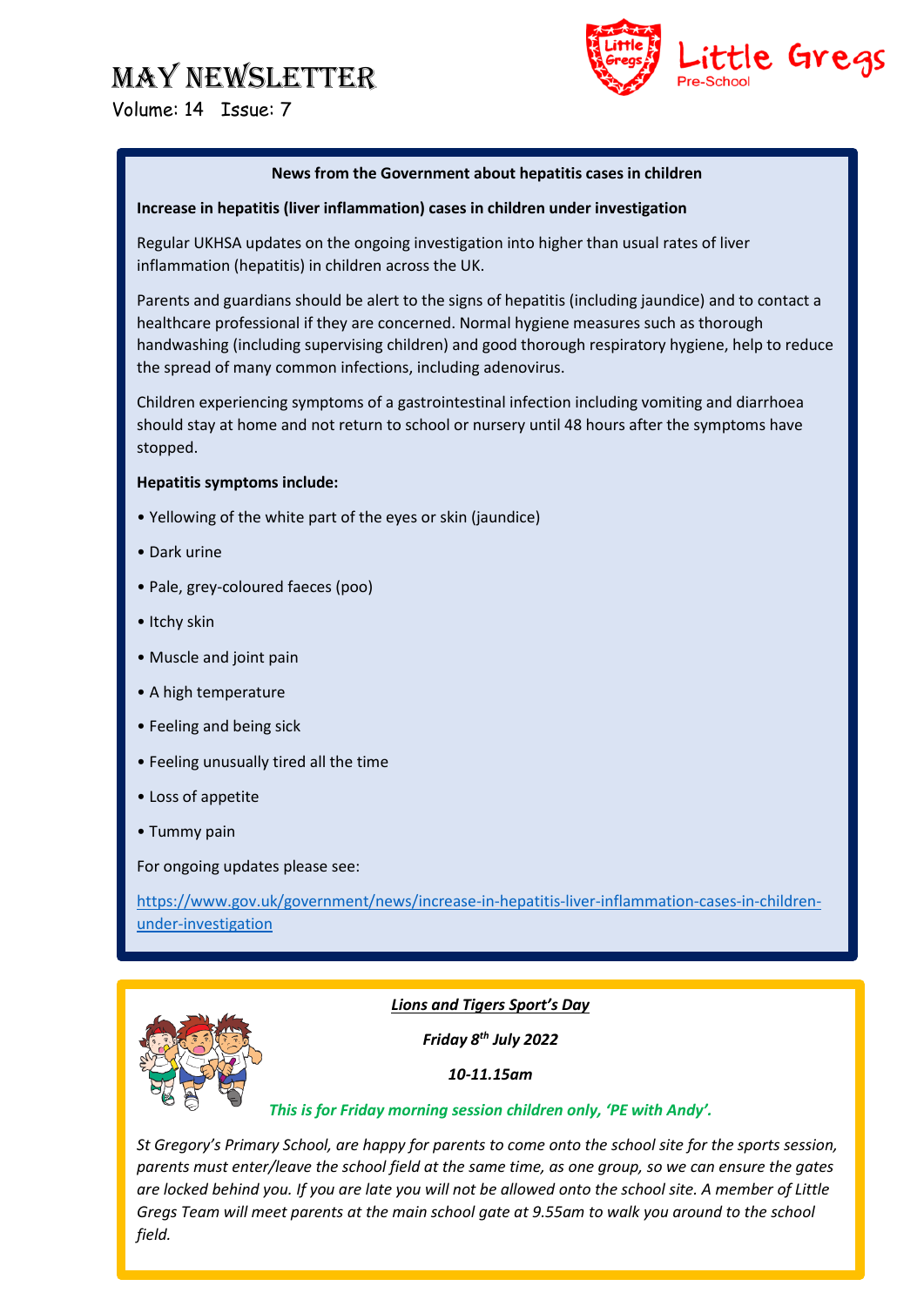# MAY NEWSLETTER

Volume: 14 Issue: 7

Little Gregs Pre-School

**News from the Government about hepatitis cases in children**

**Increase in hepatitis (liver inflammation) cases in children under investigation**

Regular UKHSA updates on the ongoing investigation into higher than usual rates of liver inflammation (hepatitis) in children across the UK.

Parents and guardians should be alert to the signs of hepatitis (including jaundice) and to contact a healthcare professional if they are concerned. Normal hygiene measures such as thorough handwashing (including supervising children) and good thorough respiratory hygiene, help to reduce the spread of many common infections, including adenovirus.

Children experiencing symptoms of a gastrointestinal infection including vomiting and diarrhoea should stay at home and not return to school or nursery until 48 hours after the symptoms have stopped.

**Hepatitis symptoms include:**

- Yellowing of the white part of the eyes or skin (jaundice)
- Dark urine
- Pale, grey-coloured faeces (poo)
- Itchy skin
- Muscle and joint pain
- A high temperature
- Feeling and being sick
- Feeling unusually tired all the time
- Loss of appetite
- Tummy pain

For ongoing updates please see:

https://www.gov.uk/government/news/increase-in-hepatitis-liver-inflammation-cases-in-children-under-investigation

***Lions and Tigers Sport's Day***

***Friday 8th July 2022***

***10-11.15am***

***This is for Friday morning session children only, 'PE with Andy'.***

*St Gregory's Primary School, are happy for parents to come onto the school site for the sports session, parents must enter/leave the school field at the same time, as one group, so we can ensure the gates are locked behind you. If you are late you will not be allowed onto the school site. A member of Little Gregs Team will meet parents at the main school gate at 9.55am to walk you around to the school field.*